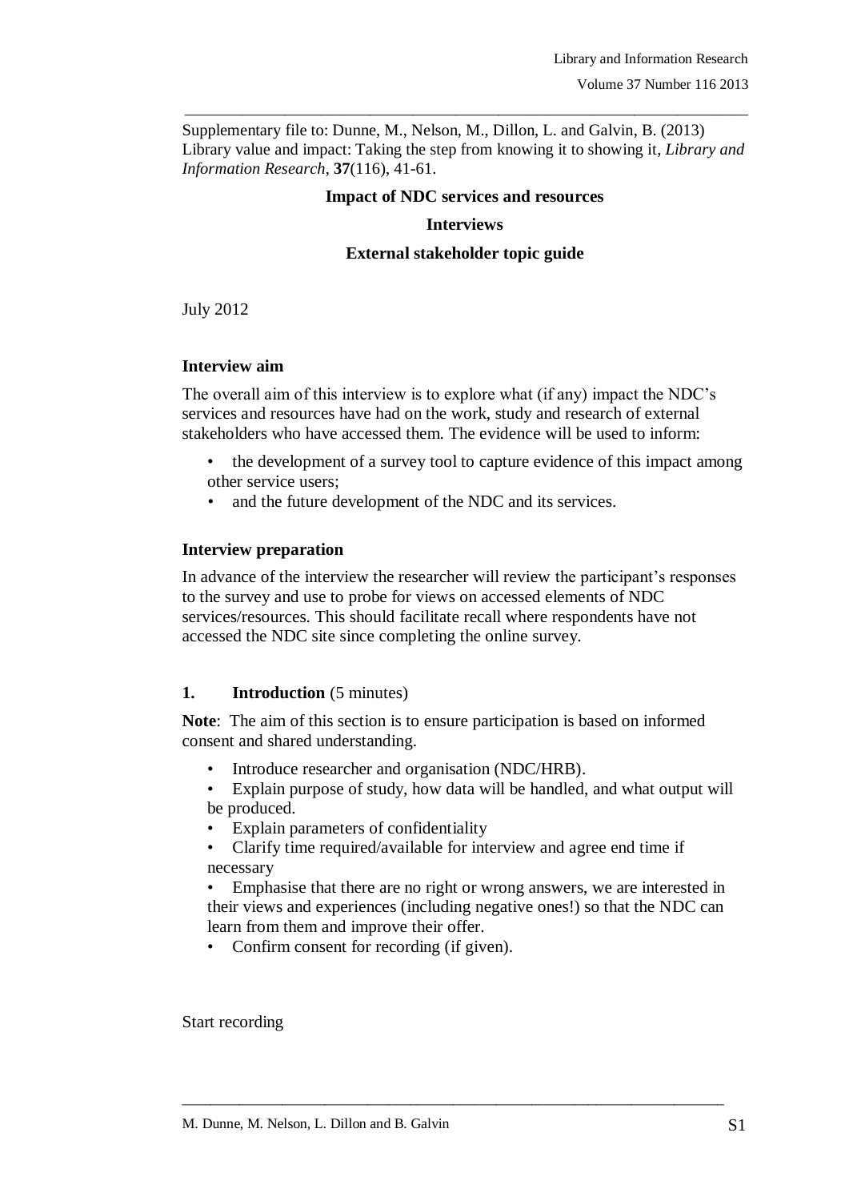Supplementary file to: Dunne, M., Nelson, M., Dillon, L. and Galvin, B. (2013) Library value and impact: Taking the step from knowing it to showing it, *Library and Information Research*, **37**(116), 41-61.

**Impact of NDC services and resources**

**Interviews**

**External stakeholder topic guide**

July 2012

### Interview aim

The overall aim of this interview is to explore what (if any) impact the NDC's services and resources have had on the work, study and research of external stakeholders who have accessed them. The evidence will be used to inform:

- the development of a survey tool to capture evidence of this impact among other service users;
- and the future development of the NDC and its services.

### Interview preparation

In advance of the interview the researcher will review the participant's responses to the survey and use to probe for views on accessed elements of NDC services/resources. This should facilitate recall where respondents have not accessed the NDC site since completing the online survey.

### 1. Introduction (5 minutes)

**Note**: The aim of this section is to ensure participation is based on informed consent and shared understanding.

- Introduce researcher and organisation (NDC/HRB).
- Explain purpose of study, how data will be handled, and what output will be produced.
- Explain parameters of confidentiality
- Clarify time required/available for interview and agree end time if necessary
- Emphasise that there are no right or wrong answers, we are interested in their views and experiences (including negative ones!) so that the NDC can learn from them and improve their offer.
- Confirm consent for recording (if given).

Start recording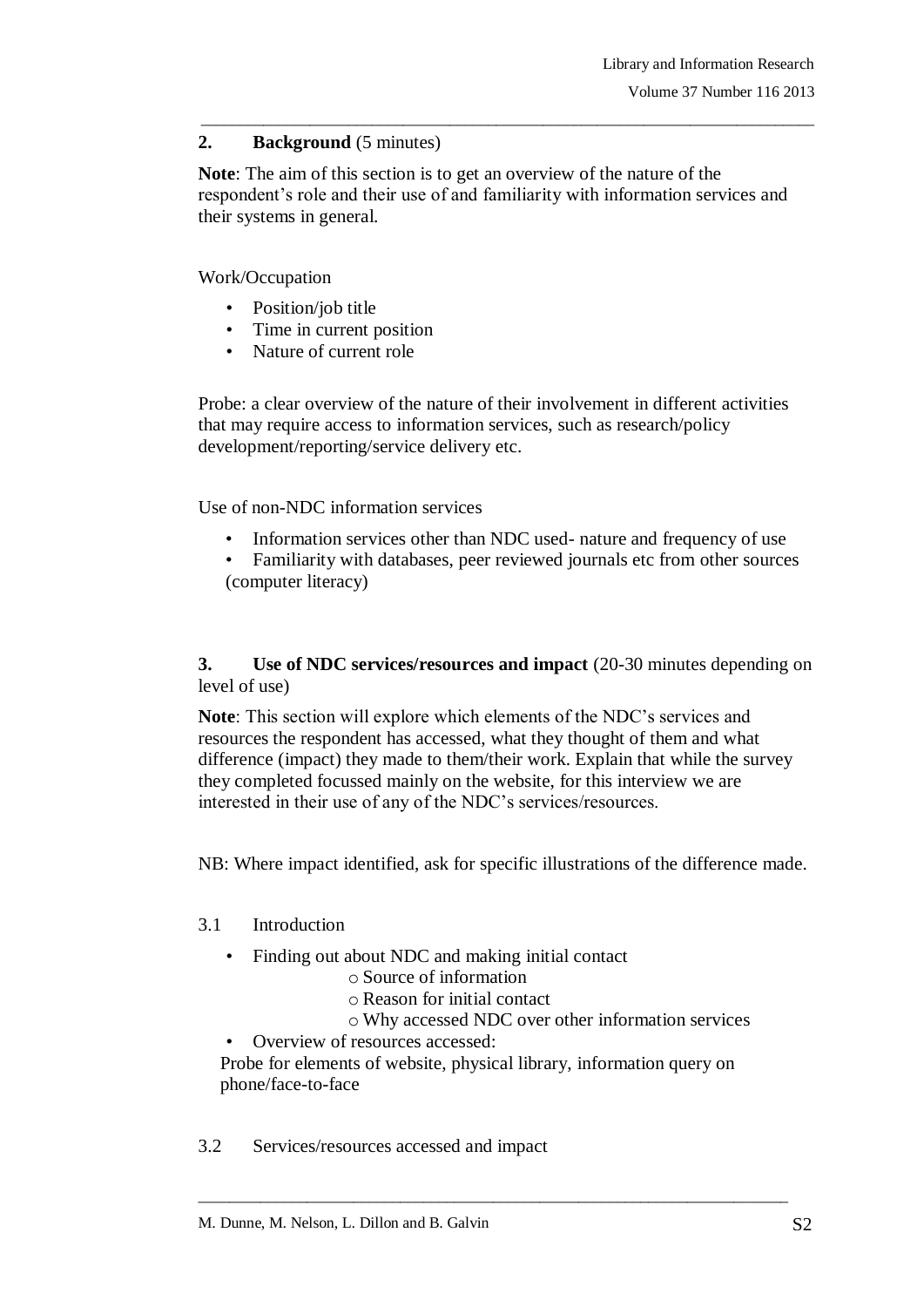## 2. **Background** (5 minutes)

**Note**: The aim of this section is to get an overview of the nature of the respondent's role and their use of and familiarity with information services and their systems in general.

Work/Occupation

- Position/job title
- Time in current position
- Nature of current role

Probe: a clear overview of the nature of their involvement in different activities that may require access to information services, such as research/policy development/reporting/service delivery etc.

Use of non-NDC information services

- Information services other than NDC used- nature and frequency of use
- Familiarity with databases, peer reviewed journals etc from other sources (computer literacy)

## 3. **Use of NDC services/resources and impact** (20-30 minutes depending on level of use)

**Note**: This section will explore which elements of the NDC's services and resources the respondent has accessed, what they thought of them and what difference (impact) they made to them/their work. Explain that while the survey they completed focussed mainly on the website, for this interview we are interested in their use of any of the NDC's services/resources.

NB: Where impact identified, ask for specific illustrations of the difference made.

### 3.1 Introduction

- Finding out about NDC and making initial contact
  - Source of information
  - Reason for initial contact
  - Why accessed NDC over other information services
- Overview of resources accessed:

Probe for elements of website, physical library, information query on phone/face-to-face

### 3.2 Services/resources accessed and impact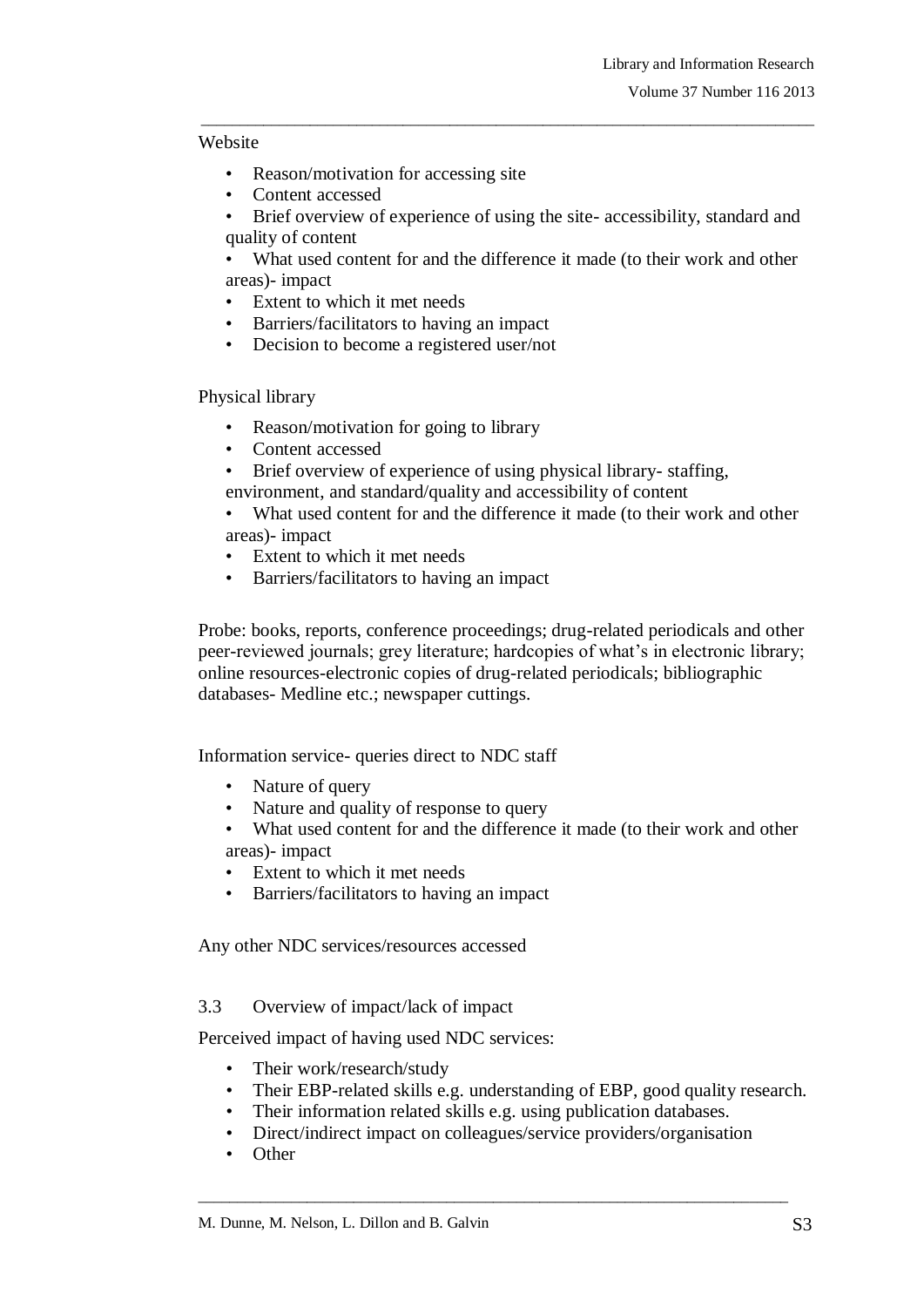Website

- Reason/motivation for accessing site
- Content accessed
- Brief overview of experience of using the site- accessibility, standard and quality of content
- What used content for and the difference it made (to their work and other areas)- impact
- Extent to which it met needs
- Barriers/facilitators to having an impact
- Decision to become a registered user/not

Physical library

- Reason/motivation for going to library
- Content accessed
- Brief overview of experience of using physical library- staffing, environment, and standard/quality and accessibility of content
- What used content for and the difference it made (to their work and other areas)- impact
- Extent to which it met needs
- Barriers/facilitators to having an impact

Probe: books, reports, conference proceedings; drug-related periodicals and other peer-reviewed journals; grey literature; hardcopies of what's in electronic library; online resources-electronic copies of drug-related periodicals; bibliographic databases- Medline etc.; newspaper cuttings.

Information service- queries direct to NDC staff

- Nature of query
- Nature and quality of response to query
- What used content for and the difference it made (to their work and other areas)- impact
- Extent to which it met needs
- Barriers/facilitators to having an impact

Any other NDC services/resources accessed

3.3 Overview of impact/lack of impact

Perceived impact of having used NDC services:

- Their work/research/study
- Their EBP-related skills e.g. understanding of EBP, good quality research.
- Their information related skills e.g. using publication databases.
- Direct/indirect impact on colleagues/service providers/organisation
- Other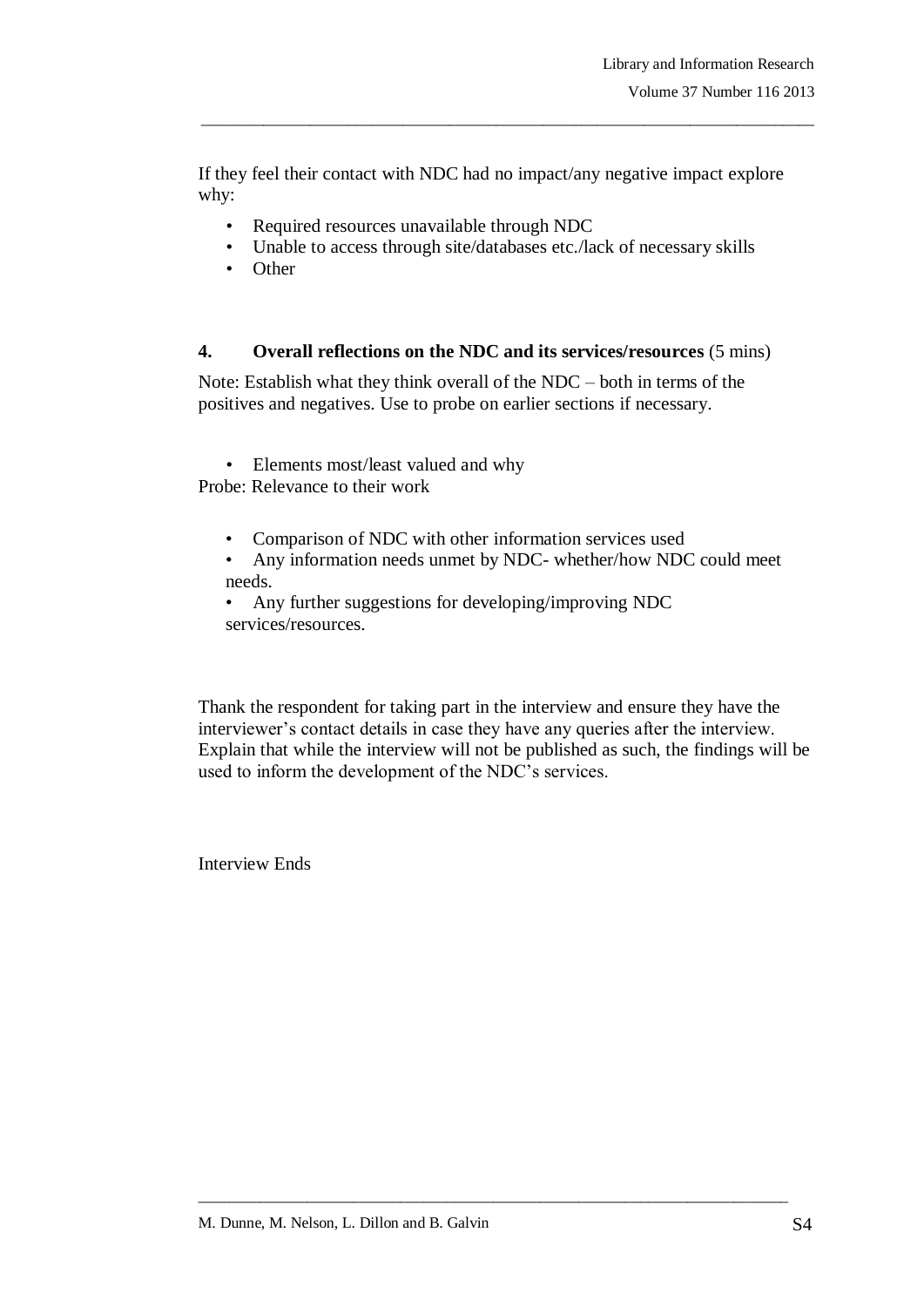If they feel their contact with NDC had no impact/any negative impact explore why:

- Required resources unavailable through NDC
- Unable to access through site/databases etc./lack of necessary skills
- Other

**4. Overall reflections on the NDC and its services/resources** (5 mins)

Note: Establish what they think overall of the NDC – both in terms of the positives and negatives. Use to probe on earlier sections if necessary.

- Elements most/least valued and why

Probe: Relevance to their work

- Comparison of NDC with other information services used
- Any information needs unmet by NDC- whether/how NDC could meet needs.
- Any further suggestions for developing/improving NDC services/resources.

Thank the respondent for taking part in the interview and ensure they have the interviewer's contact details in case they have any queries after the interview. Explain that while the interview will not be published as such, the findings will be used to inform the development of the NDC's services.

Interview Ends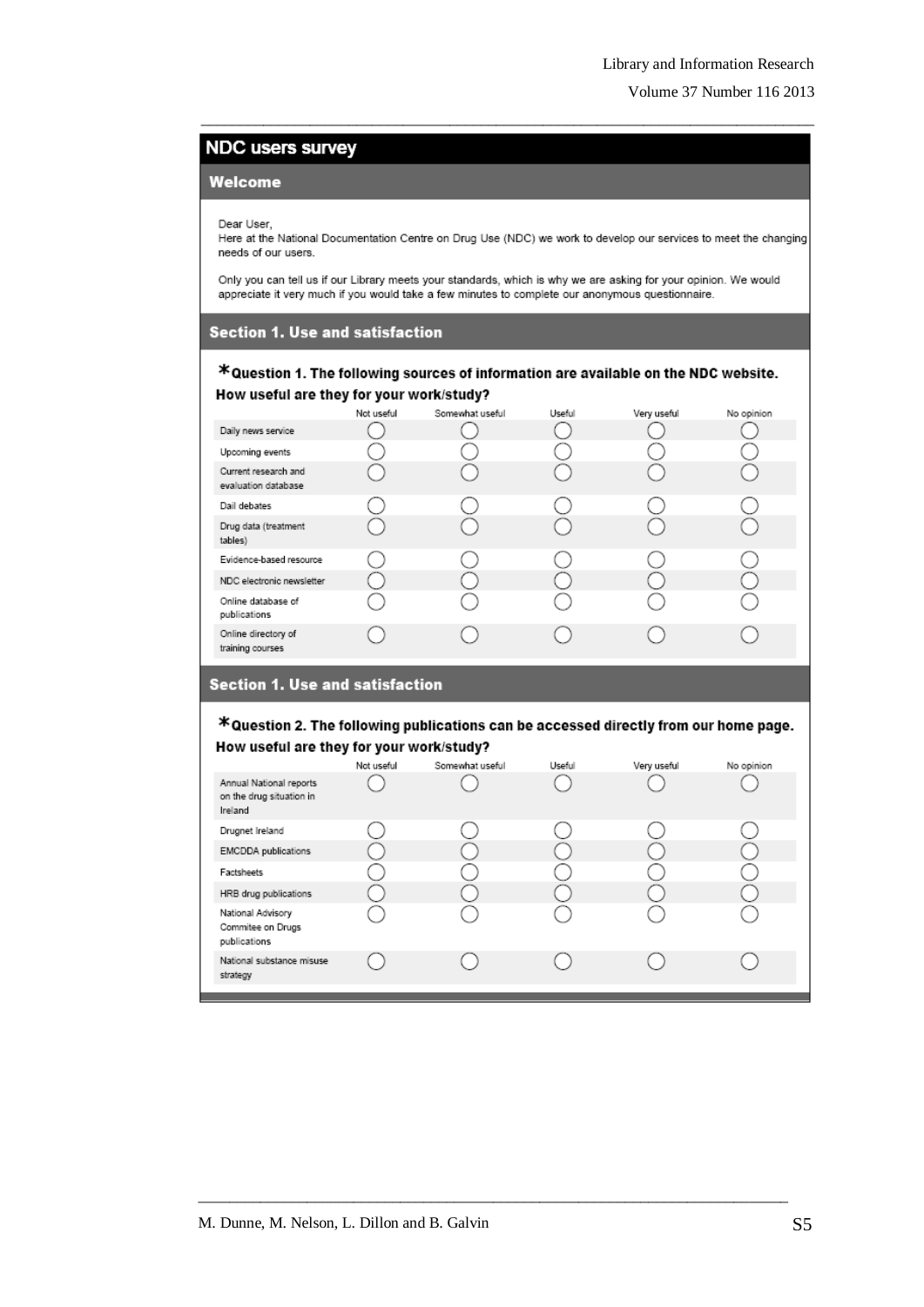## NDC users survey

### Welcome

Dear User,
Here at the National Documentation Centre on Drug Use (NDC) we work to develop our services to meet the changing needs of our users.

Only you can tell us if our Library meets your standards, which is why we are asking for your opinion. We would appreciate it very much if you would take a few minutes to complete our anonymous questionnaire.

### Section 1. Use and satisfaction

**\*Question 1. The following sources of information are available on the NDC website. How useful are they for your work/study?**

| | Not useful | Somewhat useful | Useful | Very useful | No opinion |
|---|---|---|---|---|---|
| Daily news service | ○ | ○ | ○ | ○ | ○ |
| Upcoming events | ○ | ○ | ○ | ○ | ○ |
| Current research and evaluation database | ○ | ○ | ○ | ○ | ○ |
| Dail debates | ○ | ○ | ○ | ○ | ○ |
| Drug data (treatment tables) | ○ | ○ | ○ | ○ | ○ |
| Evidence-based resource | ○ | ○ | ○ | ○ | ○ |
| NDC electronic newsletter | ○ | ○ | ○ | ○ | ○ |
| Online database of publications | ○ | ○ | ○ | ○ | ○ |
| Online directory of training courses | ○ | ○ | ○ | ○ | ○ |

### Section 1. Use and satisfaction

**\*Question 2. The following publications can be accessed directly from our home page. How useful are they for your work/study?**

| | Not useful | Somewhat useful | Useful | Very useful | No opinion |
|---|---|---|---|---|---|
| Annual National reports on the drug situation in Ireland | ○ | ○ | ○ | ○ | ○ |
| Drugnet Ireland | ○ | ○ | ○ | ○ | ○ |
| EMCDDA publications | ○ | ○ | ○ | ○ | ○ |
| Factsheets | ○ | ○ | ○ | ○ | ○ |
| HRB drug publications | ○ | ○ | ○ | ○ | ○ |
| National Advisory Commitee on Drugs publications | ○ | ○ | ○ | ○ | ○ |
| National substance misuse strategy | ○ | ○ | ○ | ○ | ○ |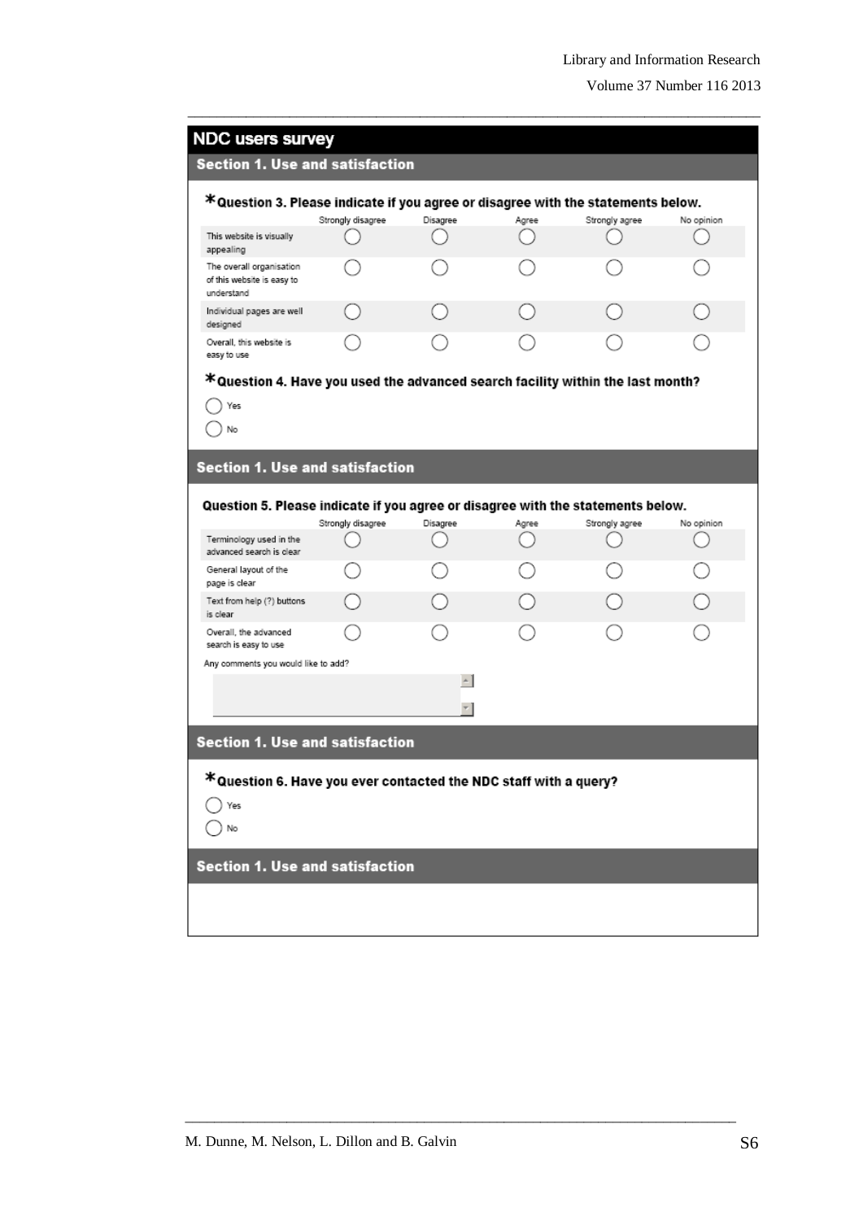## NDC users survey

### Section 1. Use and satisfaction

*Question 3. Please indicate if you agree or disagree with the statements below.

| | Strongly disagree | Disagree | Agree | Strongly agree | No opinion |
|---|---|---|---|---|---|
| This website is visually appealing | ○ | ○ | ○ | ○ | ○ |
| The overall organisation of this website is easy to understand | ○ | ○ | ○ | ○ | ○ |
| Individual pages are well designed | ○ | ○ | ○ | ○ | ○ |
| Overall, this website is easy to use | ○ | ○ | ○ | ○ | ○ |

*Question 4. Have you used the advanced search facility within the last month?

○ Yes

○ No

### Section 1. Use and satisfaction

Question 5. Please indicate if you agree or disagree with the statements below.

| | Strongly disagree | Disagree | Agree | Strongly agree | No opinion |
|---|---|---|---|---|---|
| Terminology used in the advanced search is clear | ○ | ○ | ○ | ○ | ○ |
| General layout of the page is clear | ○ | ○ | ○ | ○ | ○ |
| Text from help (?) buttons is clear | ○ | ○ | ○ | ○ | ○ |
| Overall, the advanced search is easy to use | ○ | ○ | ○ | ○ | ○ |

Any comments you would like to add?

### Section 1. Use and satisfaction

*Question 6. Have you ever contacted the NDC staff with a query?

○ Yes

○ No

### Section 1. Use and satisfaction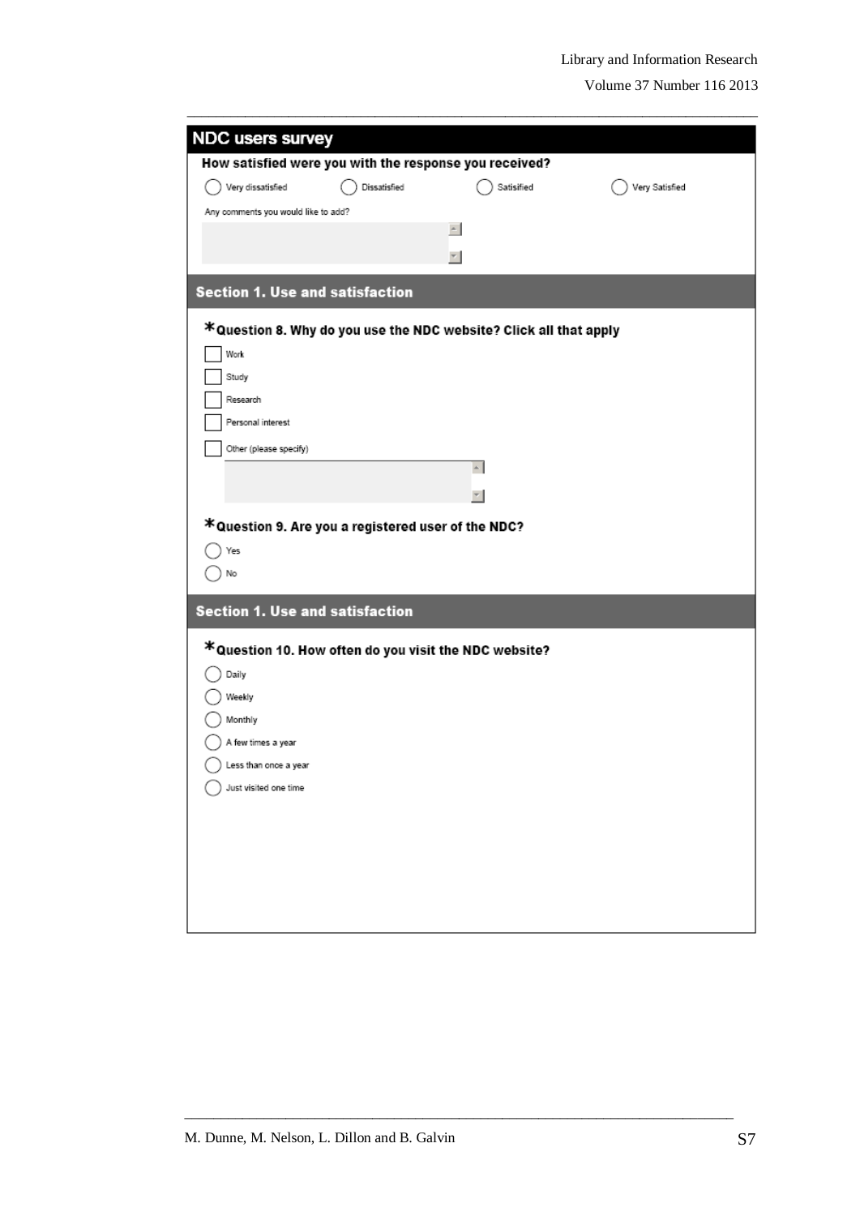## NDC users survey

**How satisfied were you with the response you received?**

- ◯ Very dissatisfied
- ◯ Dissatisfied
- ◯ Satisfied
- ◯ Very Satisfied

Any comments you would like to add?

### Section 1. Use and satisfaction

**\*Question 8. Why do you use the NDC website? Click all that apply**

- ☐ Work
- ☐ Study
- ☐ Research
- ☐ Personal interest
- ☐ Other (please specify)

**\*Question 9. Are you a registered user of the NDC?**

- ◯ Yes
- ◯ No

### Section 1. Use and satisfaction

**\*Question 10. How often do you visit the NDC website?**

- ◯ Daily
- ◯ Weekly
- ◯ Monthly
- ◯ A few times a year
- ◯ Less than once a year
- ◯ Just visited one time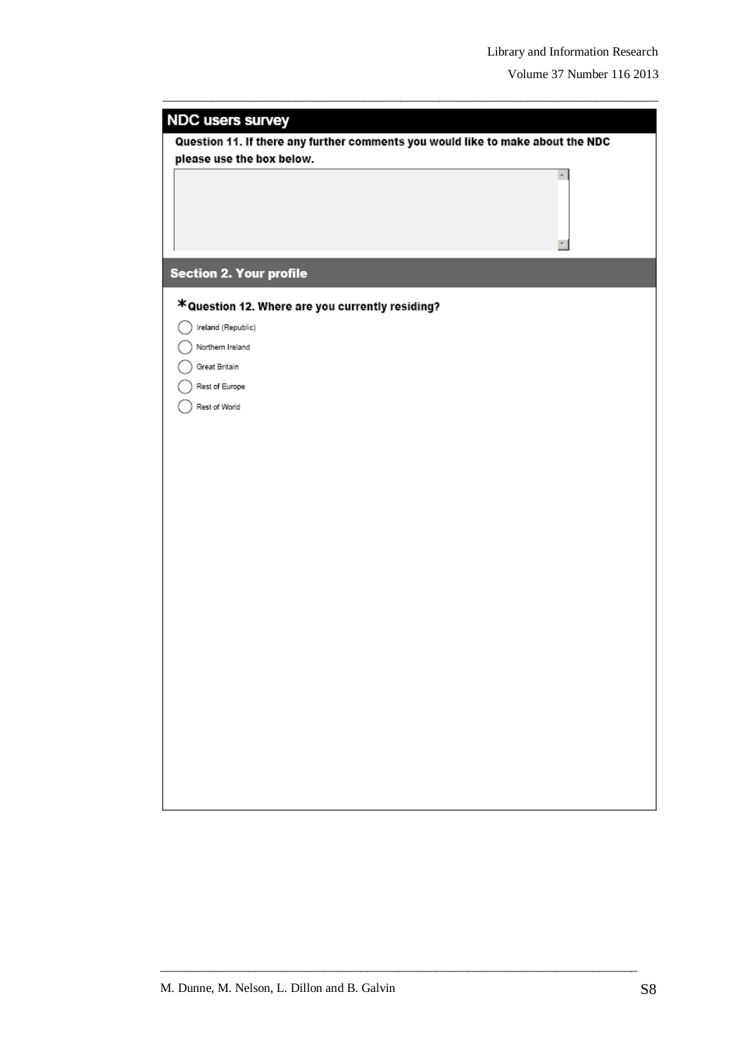## NDC users survey

**Question 11. If there any further comments you would like to make about the NDC please use the box below.**

### Section 2. Your profile

***Question 12. Where are you currently residing?**

- Ireland (Republic)
- Northern Ireland
- Great Britain
- Rest of Europe
- Rest of World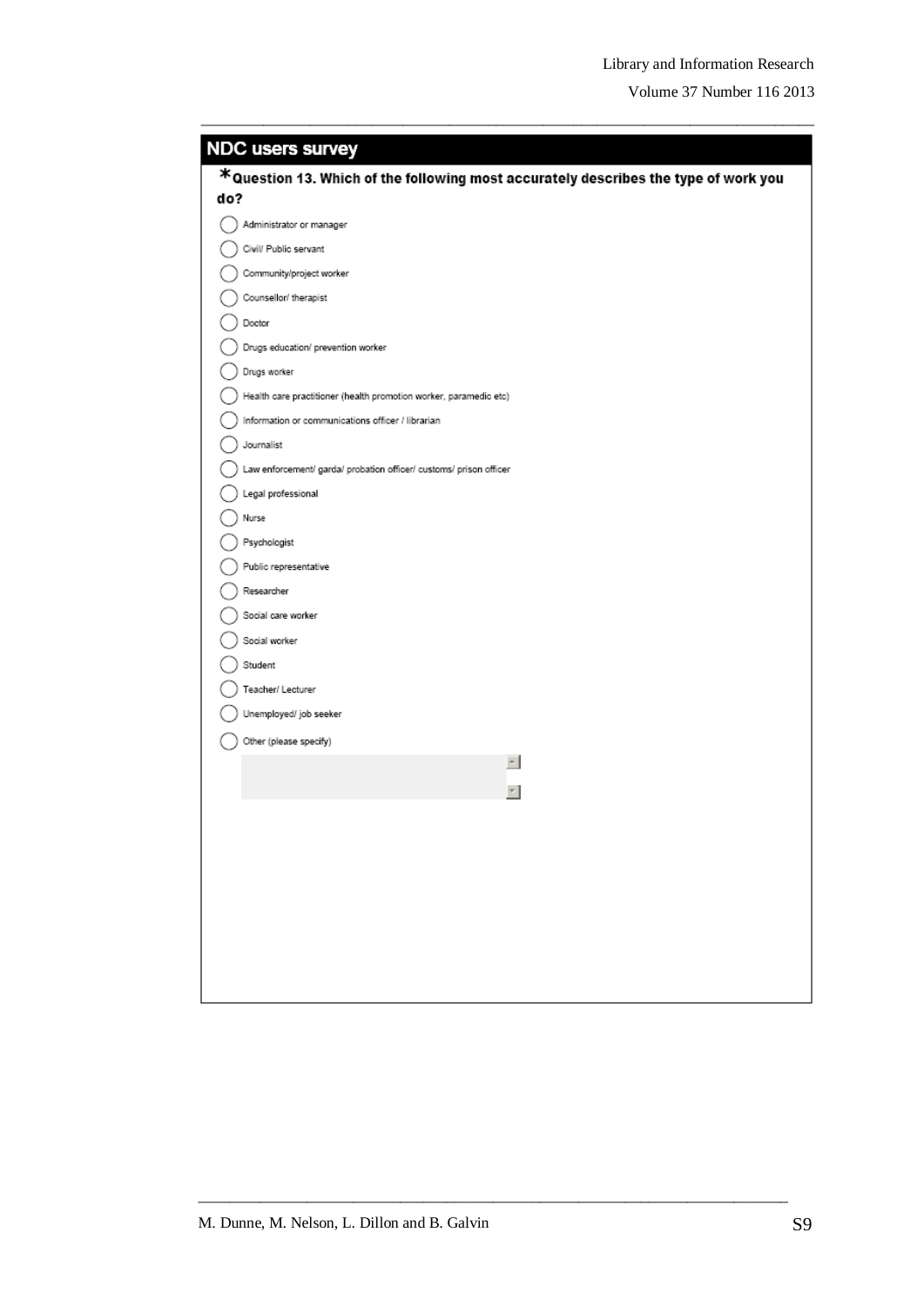## NDC users survey

**\*Question 13. Which of the following most accurately describes the type of work you do?**

- ◯ Administrator or manager
- ◯ Civil/ Public servant
- ◯ Community/project worker
- ◯ Counsellor/ therapist
- ◯ Doctor
- ◯ Drugs education/ prevention worker
- ◯ Drugs worker
- ◯ Health care practitioner (health promotion worker, paramedic etc)
- ◯ Information or communications officer / librarian
- ◯ Journalist
- ◯ Law enforcement/ garda/ probation officer/ customs/ prison officer
- ◯ Legal professional
- ◯ Nurse
- ◯ Psychologist
- ◯ Public representative
- ◯ Researcher
- ◯ Social care worker
- ◯ Social worker
- ◯ Student
- ◯ Teacher/ Lecturer
- ◯ Unemployed/ job seeker
- ◯ Other (please specify)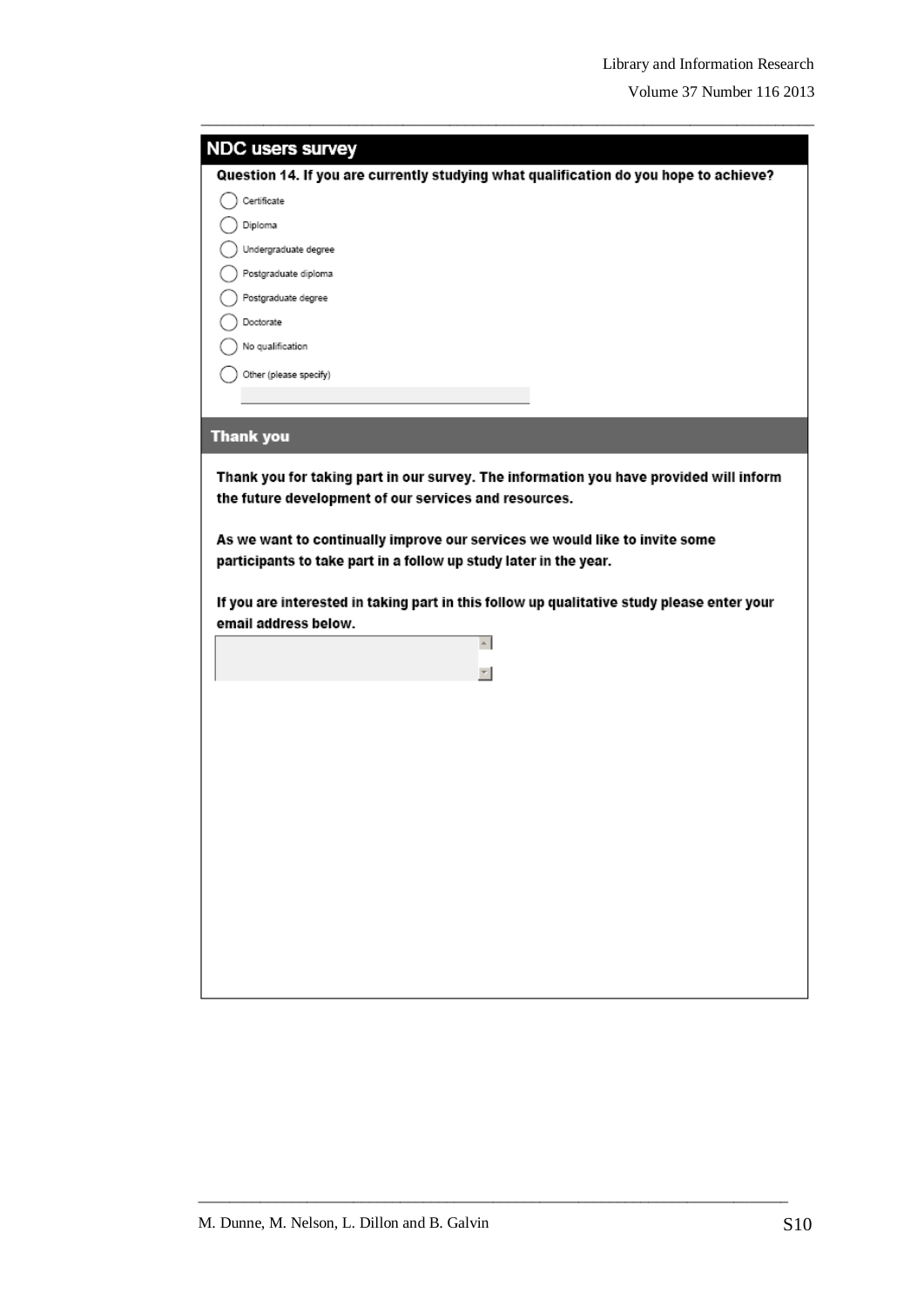## NDC users survey

**Question 14. If you are currently studying what qualification do you hope to achieve?**

- Certificate
- Diploma
- Undergraduate degree
- Postgraduate diploma
- Postgraduate degree
- Doctorate
- No qualification
- Other (please specify)

## Thank you

**Thank you for taking part in our survey. The information you have provided will inform the future development of our services and resources.**

**As we want to continually improve our services we would like to invite some participants to take part in a follow up study later in the year.**

**If you are interested in taking part in this follow up qualitative study please enter your email address below.**